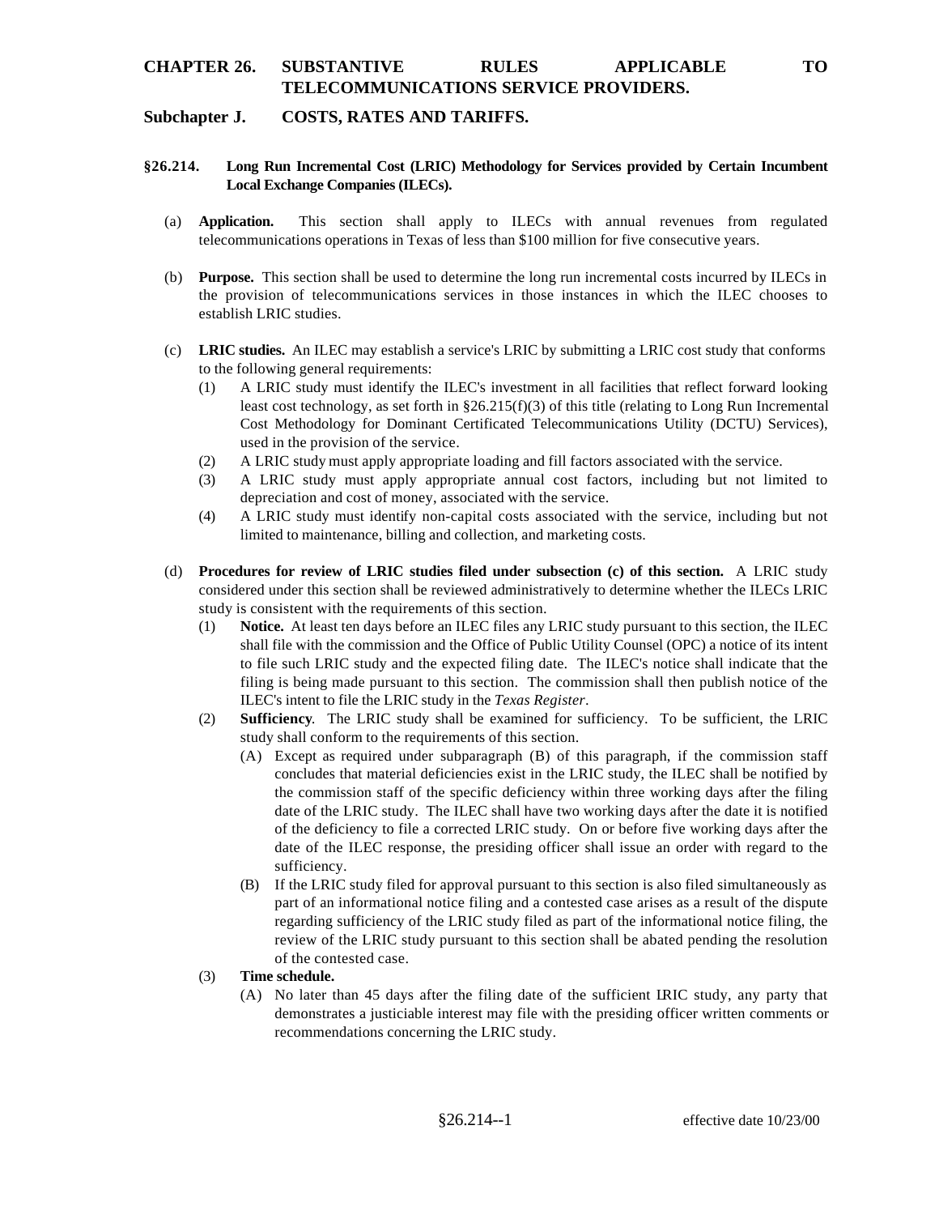# CHAPTER 26. SUBSTANTIVE RULES APPLICABLE TO TELECOMMUNICATIONS SERVICE PROVIDERS.

## Subchapter J. COSTS, RATES AND TARIFFS.

### §26.214. Long Run Incremental Cost (LRIC) Methodology for Services provided by Certain Incumbent Local Exchange Companies (ILECs).

(a) **Application.** This section shall apply to ILECs with annual revenues from regulated telecommunications operations in Texas of less than $100 million for five consecutive years.

(b) **Purpose.** This section shall be used to determine the long run incremental costs incurred by ILECs in the provision of telecommunications services in those instances in which the ILEC chooses to establish LRIC studies.

(c) **LRIC studies.** An ILEC may establish a service's LRIC by submitting a LRIC cost study that conforms to the following general requirements:

- (1) A LRIC study must identify the ILEC's investment in all facilities that reflect forward looking least cost technology, as set forth in §26.215(f)(3) of this title (relating to Long Run Incremental Cost Methodology for Dominant Certificated Telecommunications Utility (DCTU) Services), used in the provision of the service.
- (2) A LRIC study must apply appropriate loading and fill factors associated with the service.
- (3) A LRIC study must apply appropriate annual cost factors, including but not limited to depreciation and cost of money, associated with the service.
- (4) A LRIC study must identify non-capital costs associated with the service, including but not limited to maintenance, billing and collection, and marketing costs.

(d) **Procedures for review of LRIC studies filed under subsection (c) of this section.** A LRIC study considered under this section shall be reviewed administratively to determine whether the ILECs LRIC study is consistent with the requirements of this section.

- (1) **Notice.** At least ten days before an ILEC files any LRIC study pursuant to this section, the ILEC shall file with the commission and the Office of Public Utility Counsel (OPC) a notice of its intent to file such LRIC study and the expected filing date. The ILEC's notice shall indicate that the filing is being made pursuant to this section. The commission shall then publish notice of the ILEC's intent to file the LRIC study in the *Texas Register*.
- (2) **Sufficiency**. The LRIC study shall be examined for sufficiency. To be sufficient, the LRIC study shall conform to the requirements of this section.
  - (A) Except as required under subparagraph (B) of this paragraph, if the commission staff concludes that material deficiencies exist in the LRIC study, the ILEC shall be notified by the commission staff of the specific deficiency within three working days after the filing date of the LRIC study. The ILEC shall have two working days after the date it is notified of the deficiency to file a corrected LRIC study. On or before five working days after the date of the ILEC response, the presiding officer shall issue an order with regard to the sufficiency.
  - (B) If the LRIC study filed for approval pursuant to this section is also filed simultaneously as part of an informational notice filing and a contested case arises as a result of the dispute regarding sufficiency of the LRIC study filed as part of the informational notice filing, the review of the LRIC study pursuant to this section shall be abated pending the resolution of the contested case.
- (3) **Time schedule.**
  - (A) No later than 45 days after the filing date of the sufficient IRIC study, any party that demonstrates a justiciable interest may file with the presiding officer written comments or recommendations concerning the LRIC study.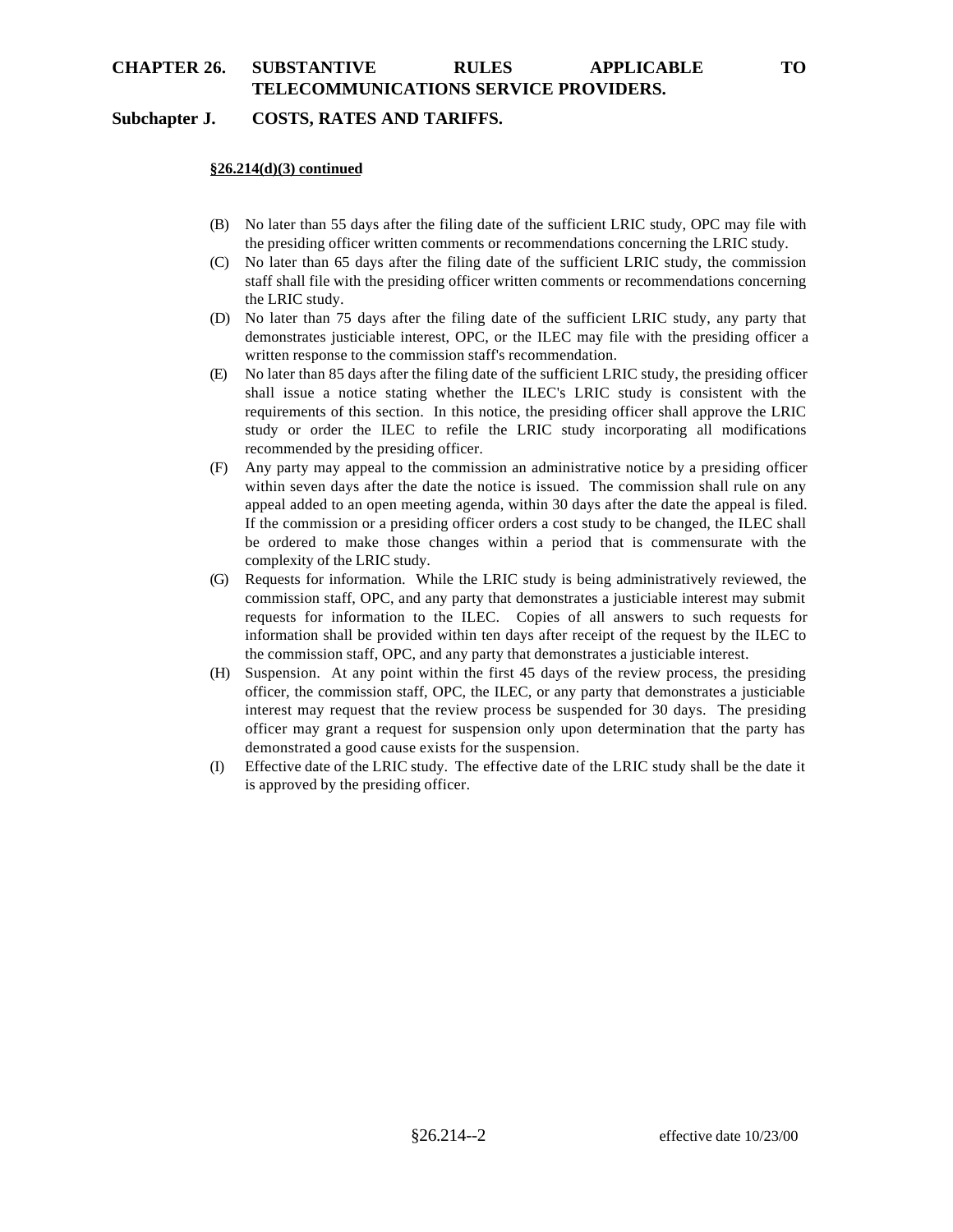**§26.214(d)(3) continued**

(B) No later than 55 days after the filing date of the sufficient LRIC study, OPC may file with the presiding officer written comments or recommendations concerning the LRIC study.

(C) No later than 65 days after the filing date of the sufficient LRIC study, the commission staff shall file with the presiding officer written comments or recommendations concerning the LRIC study.

(D) No later than 75 days after the filing date of the sufficient LRIC study, any party that demonstrates justiciable interest, OPC, or the ILEC may file with the presiding officer a written response to the commission staff's recommendation.

(E) No later than 85 days after the filing date of the sufficient LRIC study, the presiding officer shall issue a notice stating whether the ILEC's LRIC study is consistent with the requirements of this section. In this notice, the presiding officer shall approve the LRIC study or order the ILEC to refile the LRIC study incorporating all modifications recommended by the presiding officer.

(F) Any party may appeal to the commission an administrative notice by a presiding officer within seven days after the date the notice is issued. The commission shall rule on any appeal added to an open meeting agenda, within 30 days after the date the appeal is filed. If the commission or a presiding officer orders a cost study to be changed, the ILEC shall be ordered to make those changes within a period that is commensurate with the complexity of the LRIC study.

(G) Requests for information. While the LRIC study is being administratively reviewed, the commission staff, OPC, and any party that demonstrates a justiciable interest may submit requests for information to the ILEC. Copies of all answers to such requests for information shall be provided within ten days after receipt of the request by the ILEC to the commission staff, OPC, and any party that demonstrates a justiciable interest.

(H) Suspension. At any point within the first 45 days of the review process, the presiding officer, the commission staff, OPC, the ILEC, or any party that demonstrates a justiciable interest may request that the review process be suspended for 30 days. The presiding officer may grant a request for suspension only upon determination that the party has demonstrated a good cause exists for the suspension.

(I) Effective date of the LRIC study. The effective date of the LRIC study shall be the date it is approved by the presiding officer.